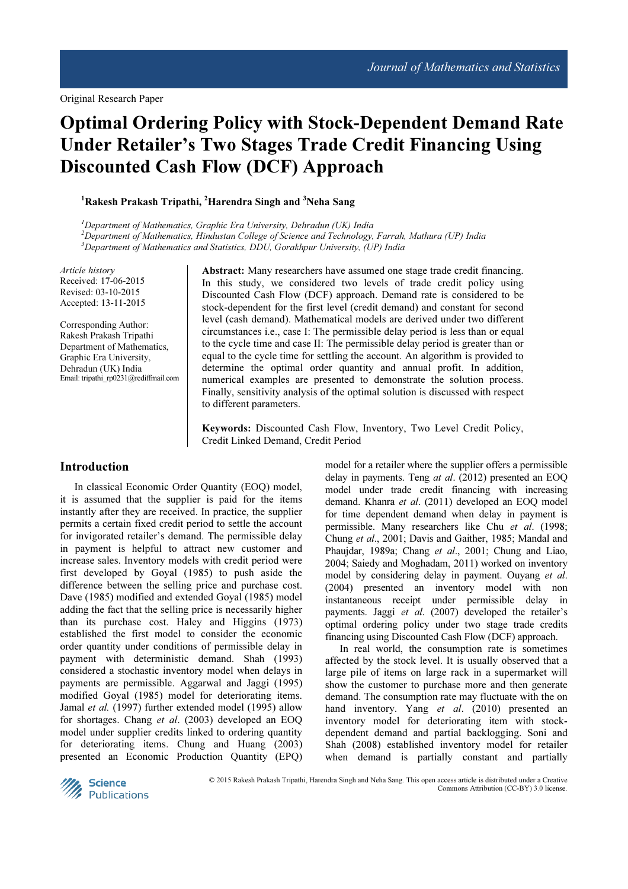Original Research Paper

# Optimal Ordering Policy with Stock-Dependent Demand Rate Under Retailer's Two Stages Trade Credit Financing Using Discounted Cash Flow (DCF) Approach

[1]Rakesh Prakash Tripathi, [2]Harendra Singh and [3]Neha Sang

[1]*Department of Mathematics, Graphic Era University, Dehradun (UK) India*
[2]*Department of Mathematics, Hindustan College of Science and Technology, Farrah, Mathura (UP) India*
[3]*Department of Mathematics and Statistics, DDU, Gorakhpur University, (UP) India*

*Article history*
Received: 17-06-2015
Revised: 03-10-2015
Accepted: 13-11-2015

Corresponding Author:
Rakesh Prakash Tripathi
Department of Mathematics,
Graphic Era University,
Dehradun (UK) India
Email: tripathi_rp0231@rediffmail.com

**Abstract:** Many researchers have assumed one stage trade credit financing. In this study, we considered two levels of trade credit policy using Discounted Cash Flow (DCF) approach. Demand rate is considered to be stock-dependent for the first level (credit demand) and constant for second level (cash demand). Mathematical models are derived under two different circumstances i.e., case I: The permissible delay period is less than or equal to the cycle time and case II: The permissible delay period is greater than or equal to the cycle time for settling the account. An algorithm is provided to determine the optimal order quantity and annual profit. In addition, numerical examples are presented to demonstrate the solution process. Finally, sensitivity analysis of the optimal solution is discussed with respect to different parameters.

**Keywords:** Discounted Cash Flow, Inventory, Two Level Credit Policy, Credit Linked Demand, Credit Period

## Introduction

In classical Economic Order Quantity (EOQ) model, it is assumed that the supplier is paid for the items instantly after they are received. In practice, the supplier permits a certain fixed credit period to settle the account for invigorated retailer's demand. The permissible delay in payment is helpful to attract new customer and increase sales. Inventory models with credit period were first developed by Goyal (1985) to push aside the difference between the selling price and purchase cost. Dave (1985) modified and extended Goyal (1985) model adding the fact that the selling price is necessarily higher than its purchase cost. Haley and Higgins (1973) established the first model to consider the economic order quantity under conditions of permissible delay in payment with deterministic demand. Shah (1993) considered a stochastic inventory model when delays in payments are permissible. Aggarwal and Jaggi (1995) modified Goyal (1985) model for deteriorating items. Jamal *et al.* (1997) further extended model (1995) allow for shortages. Chang *et al*. (2003) developed an EOQ model under supplier credits linked to ordering quantity for deteriorating items. Chung and Huang (2003) presented an Economic Production Quantity (EPQ) model for a retailer where the supplier offers a permissible delay in payments. Teng *at al*. (2012) presented an EOQ model under trade credit financing with increasing demand. Khanra *et al*. (2011) developed an EOQ model for time dependent demand when delay in payment is permissible. Many researchers like Chu *et al*. (1998; Chung *et al*., 2001; Davis and Gaither, 1985; Mandal and Phaujdar, 1989a; Chang *et al*., 2001; Chung and Liao, 2004; Saiedy and Moghadam, 2011) worked on inventory model by considering delay in payment. Ouyang *et al*. (2004) presented an inventory model with non instantaneous receipt under permissible delay in payments. Jaggi *et al*. (2007) developed the retailer's optimal ordering policy under two stage trade credits financing using Discounted Cash Flow (DCF) approach.

In real world, the consumption rate is sometimes affected by the stock level. It is usually observed that a large pile of items on large rack in a supermarket will show the customer to purchase more and then generate demand. The consumption rate may fluctuate with the on hand inventory. Yang *et al*. (2010) presented an inventory model for deteriorating item with stock-dependent demand and partial backlogging. Soni and Shah (2008) established inventory model for retailer when demand is partially constant and partially

© 2015 Rakesh Prakash Tripathi, Harendra Singh and Neha Sang. This open access article is distributed under a Creative Commons Attribution (CC-BY) 3.0 license.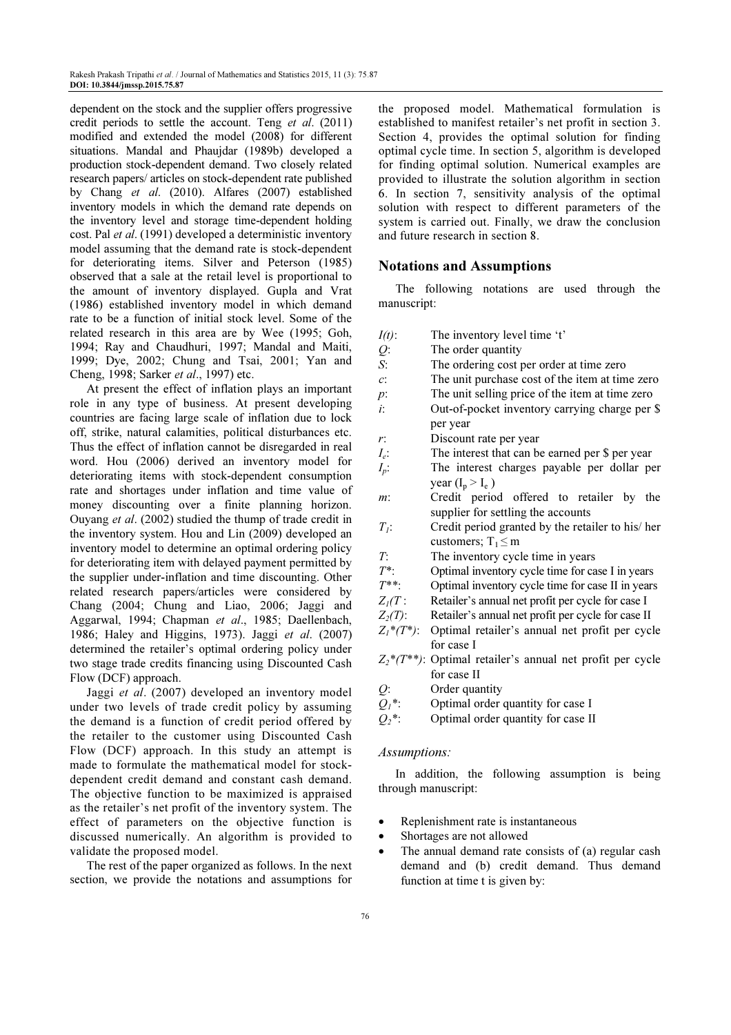dependent on the stock and the supplier offers progressive credit periods to settle the account. Teng *et al*. (2011) modified and extended the model (2008) for different situations. Mandal and Phaujdar (1989b) developed a production stock-dependent demand. Two closely related research papers/ articles on stock-dependent rate published by Chang *et al*. (2010). Alfares (2007) established inventory models in which the demand rate depends on the inventory level and storage time-dependent holding cost. Pal *et al*. (1991) developed a deterministic inventory model assuming that the demand rate is stock-dependent for deteriorating items. Silver and Peterson (1985) observed that a sale at the retail level is proportional to the amount of inventory displayed. Gupla and Vrat (1986) established inventory model in which demand rate to be a function of initial stock level. Some of the related research in this area are by Wee (1995; Goh, 1994; Ray and Chaudhuri, 1997; Mandal and Maiti, 1999; Dye, 2002; Chung and Tsai, 2001; Yan and Cheng, 1998; Sarker *et al*., 1997) etc.

At present the effect of inflation plays an important role in any type of business. At present developing countries are facing large scale of inflation due to lock off, strike, natural calamities, political disturbances etc. Thus the effect of inflation cannot be disregarded in real word. Hou (2006) derived an inventory model for deteriorating items with stock-dependent consumption rate and shortages under inflation and time value of money discounting over a finite planning horizon. Ouyang *et al*. (2002) studied the thump of trade credit in the inventory system. Hou and Lin (2009) developed an inventory model to determine an optimal ordering policy for deteriorating item with delayed payment permitted by the supplier under-inflation and time discounting. Other related research papers/articles were considered by Chang (2004; Chung and Liao, 2006; Jaggi and Aggarwal, 1994; Chapman *et al*., 1985; Daellenbach, 1986; Haley and Higgins, 1973). Jaggi *et al*. (2007) determined the retailer's optimal ordering policy under two stage trade credits financing using Discounted Cash Flow (DCF) approach.

Jaggi *et al*. (2007) developed an inventory model under two levels of trade credit policy by assuming the demand is a function of credit period offered by the retailer to the customer using Discounted Cash Flow (DCF) approach. In this study an attempt is made to formulate the mathematical model for stock-dependent credit demand and constant cash demand. The objective function to be maximized is appraised as the retailer's net profit of the inventory system. The effect of parameters on the objective function is discussed numerically. An algorithm is provided to validate the proposed model.

The rest of the paper organized as follows. In the next section, we provide the notations and assumptions for the proposed model. Mathematical formulation is established to manifest retailer's net profit in section 3. Section 4, provides the optimal solution for finding optimal cycle time. In section 5, algorithm is developed for finding optimal solution. Numerical examples are provided to illustrate the solution algorithm in section 6. In section 7, sensitivity analysis of the optimal solution with respect to different parameters of the system is carried out. Finally, we draw the conclusion and future research in section 8.

## Notations and Assumptions

The following notations are used through the manuscript:

- $I(t)$: The inventory level time 't'
- $Q$: The order quantity
- $S$: The ordering cost per order at time zero
- $c$: The unit purchase cost of the item at time zero
- $p$: The unit selling price of the item at time zero
- $i$: Out-of-pocket inventory carrying charge per \$ per year
- $r$: Discount rate per year
- $I_e$: The interest that can be earned per \$ per year
- $I_p$: The interest charges payable per dollar per year ($I_p > I_e$)
- $m$: Credit period offered to retailer by the supplier for settling the accounts
- $T_1$: Credit period granted by the retailer to his/ her customers; $T_1 \leq m$
- $T$: The inventory cycle time in years
- $T^*$: Optimal inventory cycle time for case I in years
- $T^{**}$: Optimal inventory cycle time for case II in years
- $Z_1(T$ : Retailer's annual net profit per cycle for case I
- $Z_2(T)$: Retailer's annual net profit per cycle for case II
- $Z_1^*(T^*)$: Optimal retailer's annual net profit per cycle for case I
- $Z_2^*(T^{**})$: Optimal retailer's annual net profit per cycle for case II
- $Q$: Order quantity
- $Q_1^*$: Optimal order quantity for case I
- $Q_2^*$: Optimal order quantity for case II

### *Assumptions:*

In addition, the following assumption is being through manuscript:

- Replenishment rate is instantaneous
- Shortages are not allowed
- The annual demand rate consists of (a) regular cash demand and (b) credit demand. Thus demand function at time t is given by: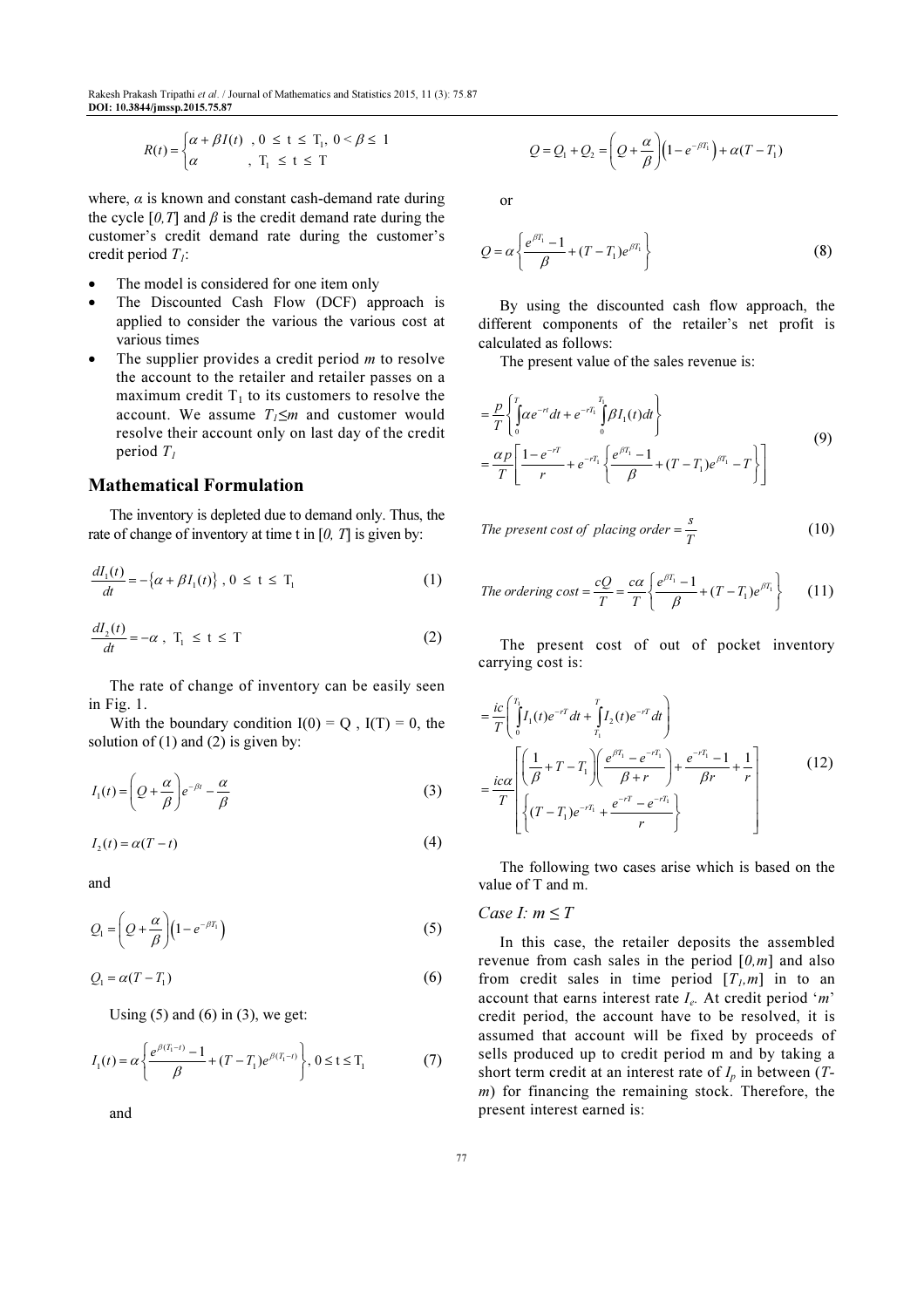$$R(t) = \begin{cases} \alpha + \beta I(t) & , 0 \le t \le T_1, 0 < \beta \le 1 \\ \alpha & , T_1 \le t \le T \end{cases}$$

where, $\alpha$ is known and constant cash-demand rate during the cycle $[0,T]$ and $\beta$ is the credit demand rate during the customer's credit demand rate during the customer's credit period $T_1$:

- The model is considered for one item only
- The Discounted Cash Flow (DCF) approach is applied to consider the various the various cost at various times
- The supplier provides a credit period $m$ to resolve the account to the retailer and retailer passes on a maximum credit $T_1$ to its customers to resolve the account. We assume $T_1 \le m$ and customer would resolve their account only on last day of the credit period $T_1$

## Mathematical Formulation

The inventory is depleted due to demand only. Thus, the rate of change of inventory at time t in $[0, T]$ is given by:

$$\frac{dI_1(t)}{dt} = -\{\alpha + \beta I_1(t)\}, \ 0 \le t \le T_1 \tag{1}$$

$$\frac{dI_2(t)}{dt} = -\alpha, \ T_1 \le t \le T \tag{2}$$

The rate of change of inventory can be easily seen in Fig. 1.

With the boundary condition $I(0) = Q$, $I(T) = 0$, the solution of (1) and (2) is given by:

$$I_1(t) = \left(Q + \frac{\alpha}{\beta}\right)e^{-\beta t} - \frac{\alpha}{\beta} \tag{3}$$

$$I_2(t) = \alpha(T - t) \tag{4}$$

and

$$Q_1 = \left(Q + \frac{\alpha}{\beta}\right)\left(1 - e^{-\beta T_1}\right) \tag{5}$$

$$Q_1 = \alpha(T - T_1) \tag{6}$$

Using (5) and (6) in (3), we get:

$$I_1(t) = \alpha\left\{\frac{e^{\beta(T_1 - t)} - 1}{\beta} + (T - T_1)e^{\beta(T_1 - t)}\right\}, 0 \le t \le T_1 \tag{7}$$

and

$$Q = Q_1 + Q_2 = \left(Q + \frac{\alpha}{\beta}\right)\left(1 - e^{-\beta T_1}\right) + \alpha(T - T_1)$$

or

$$Q = \alpha\left\{\frac{e^{\beta T_1} - 1}{\beta} + (T - T_1)e^{\beta T_1}\right\} \tag{8}$$

By using the discounted cash flow approach, the different components of the retailer's net profit is calculated as follows:

The present value of the sales revenue is:

$$\begin{aligned} &= \frac{p}{T}\left\{\int_0^T \alpha e^{-rt}dt + e^{-rT_1}\int_0^{T_1}\beta I_1(t)dt\right\} \\ &= \frac{\alpha p}{T}\left[\frac{1 - e^{-rT}}{r} + e^{-rT_1}\left\{\frac{e^{\beta T_1} - 1}{\beta} + (T - T_1)e^{\beta T_1} - T\right\}\right] \end{aligned} \tag{9}$$

$$\textit{The present cost of placing order} = \frac{s}{T} \tag{10}$$

$$\textit{The ordering cost} = \frac{cQ}{T} = \frac{c\alpha}{T}\left\{\frac{e^{\beta T_1} - 1}{\beta} + (T - T_1)e^{\beta T_1}\right\} \tag{11}$$

The present cost of out of pocket inventory carrying cost is:

$$\begin{aligned} &= \frac{ic}{T}\left(\int_0^{T_1} I_1(t)e^{-rT}dt + \int_{T_1}^{T} I_2(t)e^{-rT}dt\right) \\ &= \frac{ic\alpha}{T}\left[\begin{array}{l}\left(\frac{1}{\beta} + T - T_1\right)\left(\frac{e^{\beta T_1} - e^{-rT_1}}{\beta + r}\right) + \frac{e^{-rT_1} - 1}{\beta r} + \frac{1}{r} \\ \left\{(T - T_1)e^{-rT_1} + \frac{e^{-rT} - e^{-rT_1}}{r}\right\}\end{array}\right] \end{aligned} \tag{12}$$

The following two cases arise which is based on the value of T and m.

### *Case I: $m \le T$*

In this case, the retailer deposits the assembled revenue from cash sales in the period $[0,m]$ and also from credit sales in time period $[T_1,m]$ in to an account that earns interest rate $I_e$. At credit period '$m$' credit period, the account have to be resolved, it is assumed that account will be fixed by proceeds of sells produced up to credit period m and by taking a short term credit at an interest rate of $I_p$ in between ($T$-$m$) for financing the remaining stock. Therefore, the present interest earned is: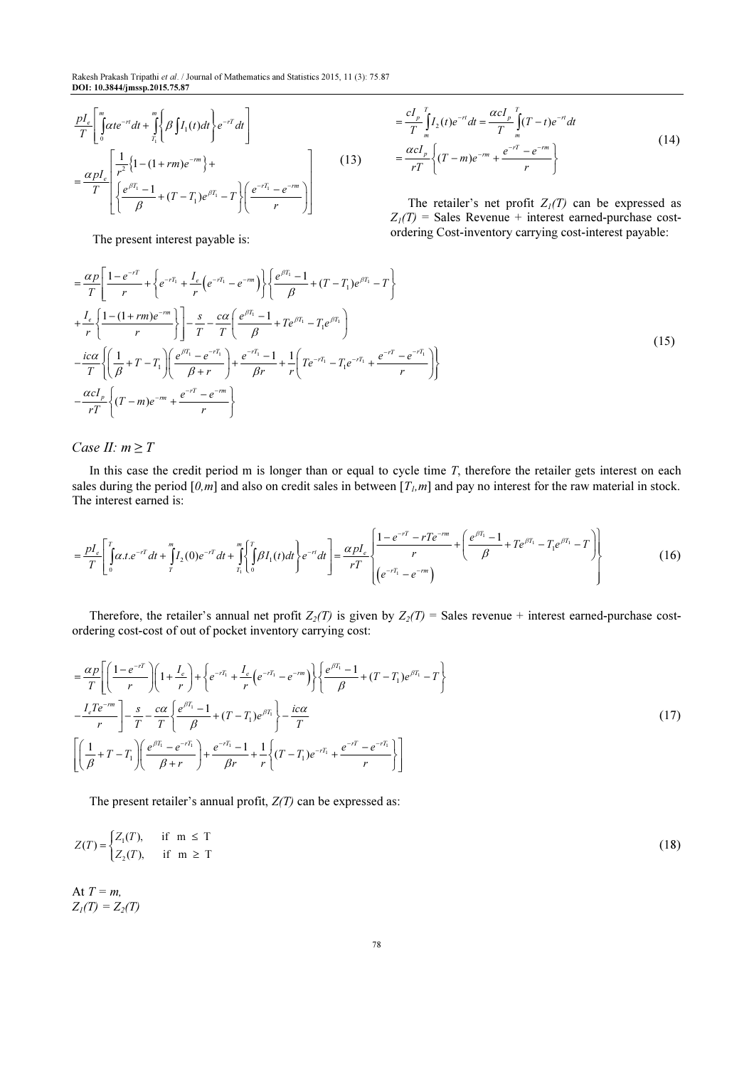$$\frac{pI_e}{T}\left[\int_0^m \alpha t e^{-rt}dt + \int_{T_1}^m\left\{\beta\int I_1(t)dt\right\}e^{-rT}dt\right]$$
$$= \frac{\alpha p I_e}{T}\left[\begin{array}{l}\frac{1}{r^2}\left\{1-(1+rm)e^{-rm}\right\}+\\ \left\{\frac{e^{\beta T_1}-1}{\beta}+(T-T_1)e^{\beta T_1}-T\right\}\left(\frac{e^{-rT_1}-e^{-rm}}{r}\right)\end{array}\right] \tag{13}$$

The present interest payable is:

$$= \frac{cI_p}{T}\int_m^T I_2(t)e^{-rt}dt = \frac{\alpha c I_p}{T}\int_m^T (T-t)e^{-rt}dt$$
$$= \frac{\alpha c I_p}{rT}\left\{(T-m)e^{-rm} + \frac{e^{-rT}-e^{-rm}}{r}\right\} \tag{14}$$

The retailer's net profit $Z_1(T)$ can be expressed as $Z_1(T)$ = Sales Revenue + interest earned-purchase cost-ordering Cost-inventory carrying cost-interest payable:

$$\begin{aligned}
&= \frac{\alpha p}{T}\left[\frac{1-e^{-rT}}{r} + \left\{e^{-rT_1} + \frac{I_e}{r}\left(e^{-rT_1}-e^{-rm}\right)\right\}\left\{\frac{e^{\beta T_1}-1}{\beta}+(T-T_1)e^{\beta T_1}-T\right\}\right. \\
&\left. + \frac{I_e}{r}\left\{\frac{1-(1+rm)e^{-rm}}{r}\right\}\right] - \frac{s}{T} - \frac{c\alpha}{T}\left(\frac{e^{\beta T_1}-1}{\beta}+Te^{\beta T_1}-T_1e^{\beta T_1}\right) \\
&- \frac{ic\alpha}{T}\left\{\left(\frac{1}{\beta}+T-T_1\right)\left(\frac{e^{\beta T_1}-e^{-rT_1}}{\beta+r}\right)+\frac{e^{-rT_1}-1}{\beta r}+\frac{1}{r}\left(Te^{-rT_1}-T_1e^{-rT_1}+\frac{e^{-rT}-e^{-rT_1}}{r}\right)\right\} \\
&- \frac{\alpha c I_p}{rT}\left\{(T-m)e^{-rm}+\frac{e^{-rT}-e^{-rm}}{r}\right\}
\end{aligned} \tag{15}$$

*Case II: $m \geq T$*

In this case the credit period m is longer than or equal to cycle time $T$, therefore the retailer gets interest on each sales during the period $[0,m]$ and also on credit sales in between $[T_1,m]$ and pay no interest for the raw material in stock. The interest earned is:

$$= \frac{pI_e}{T}\left[\int_0^T \alpha . t . e^{-rT}dt + \int_T^m I_2(0)e^{-rT}dt + \int_{T_1}^m\left\{\int_0^T \beta I_1(t)dt\right\}e^{-rt}dt\right] = \frac{\alpha p I_e}{rT}\left\{\begin{array}{l}\frac{1-e^{-rT}-rTe^{-rm}}{r}+\left(\frac{e^{\beta T_1}-1}{\beta}+Te^{\beta T_1}-T_1e^{\beta T_1}-T\right)\\ \left(e^{-rT_1}-e^{-rm}\right)\end{array}\right\} \tag{16}$$

Therefore, the retailer's annual net profit $Z_2(T)$ is given by $Z_2(T)$ = Sales revenue + interest earned-purchase cost-ordering cost-cost of out of pocket inventory carrying cost:

$$\begin{aligned}
&= \frac{\alpha p}{T}\left[\left(\frac{1-e^{-rT}}{r}\right)\left(1+\frac{I_e}{r}\right)+\left\{e^{-rT_1}+\frac{I_e}{r}\left(e^{-rT_1}-e^{-rm}\right)\right\}\left\{\frac{e^{\beta T_1}-1}{\beta}+(T-T_1)e^{\beta T_1}-T\right\}\right. \\
&\left. -\frac{I_eTe^{-rm}}{r}\right] - \frac{s}{T} - \frac{c\alpha}{T}\left\{\frac{e^{\beta T_1}-1}{\beta}+(T-T_1)e^{\beta T_1}\right\} - \frac{ic\alpha}{T} \\
&\left[\left(\frac{1}{\beta}+T-T_1\right)\left(\frac{e^{\beta T_1}-e^{-rT_1}}{\beta+r}\right)+\frac{e^{-rT_1}-1}{\beta r}+\frac{1}{r}\left\{(T-T_1)e^{-rT_1}+\frac{e^{-rT}-e^{-rT_1}}{r}\right\}\right]
\end{aligned} \tag{17}$$

The present retailer's annual profit, $Z(T)$ can be expressed as:

$$Z(T) = \begin{cases} Z_1(T), & \text{if } m \leq T \\ Z_2(T), & \text{if } m \geq T \end{cases} \tag{18}$$

At $T = m$,
$Z_1(T) = Z_2(T)$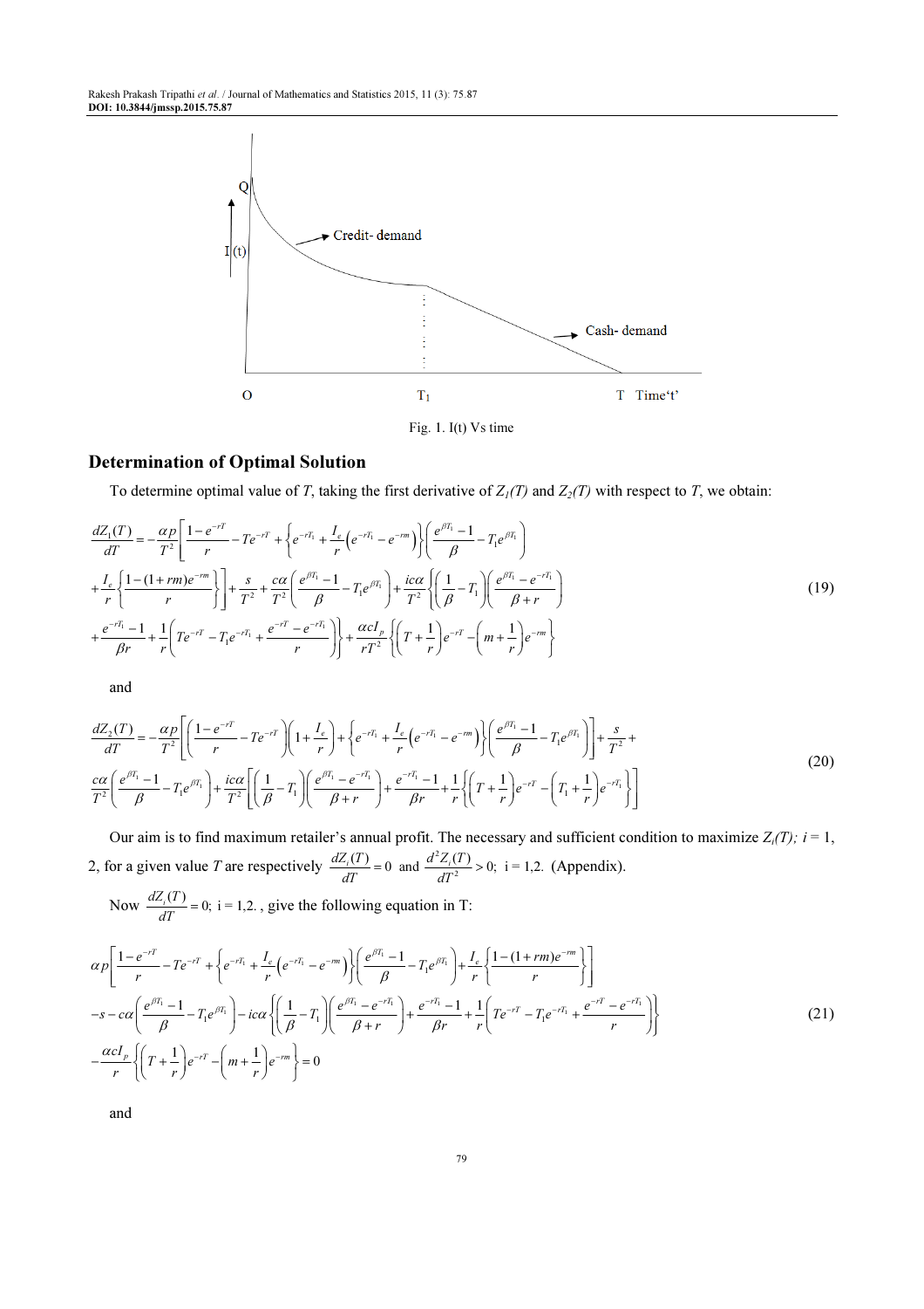Fig. 1. I(t) Vs time

## Determination of Optimal Solution

To determine optimal value of $T$, taking the first derivative of $Z_1(T)$ and $Z_2(T)$ with respect to $T$, we obtain:

$$
\begin{aligned}
\frac{dZ_1(T)}{dT} = & -\frac{\alpha p}{T^2}\left[\frac{1-e^{-rT}}{r} - Te^{-rT} + \left\{e^{-rT_1} + \frac{I_e}{r}\left(e^{-rT_1} - e^{-rm}\right)\right\}\left(\frac{e^{\beta T_1}-1}{\beta} - T_1 e^{\beta T_1}\right)\right. \\
& \left. + \frac{I_e}{r}\left\{\frac{1-(1+rm)e^{-rm}}{r}\right\}\right] + \frac{s}{T^2} + \frac{c\alpha}{T^2}\left(\frac{e^{\beta T_1}-1}{\beta} - T_1 e^{\beta T_1}\right) + \frac{ic\alpha}{T^2}\left\{\left(\frac{1}{\beta} - T_1\right)\left(\frac{e^{\beta T_1} - e^{-rT_1}}{\beta + r}\right)\right. \\
& \left. + \frac{e^{-rT_1}-1}{\beta r} + \frac{1}{r}\left(Te^{-rT} - T_1 e^{-rT_1} + \frac{e^{-rT} - e^{-rT_1}}{r}\right)\right\} + \frac{\alpha c I_p}{rT^2}\left\{\left(T + \frac{1}{r}\right)e^{-rT} - \left(m + \frac{1}{r}\right)e^{-rm}\right\}
\end{aligned}
\tag{19}
$$

and

$$
\begin{aligned}
\frac{dZ_2(T)}{dT} = & -\frac{\alpha p}{T^2}\left[\left(\frac{1-e^{-rT}}{r} - Te^{-rT}\right)\left(1 + \frac{I_e}{r}\right) + \left\{e^{-rT_1} + \frac{I_e}{r}\left(e^{-rT_1} - e^{-rm}\right)\right\}\left(\frac{e^{\beta T_1}-1}{\beta} - T_1 e^{\beta T_1}\right)\right] + \frac{s}{T^2} + \\
& \frac{c\alpha}{T^2}\left(\frac{e^{\beta T_1}-1}{\beta} - T_1 e^{\beta T_1}\right) + \frac{ic\alpha}{T^2}\left[\left(\frac{1}{\beta} - T_1\right)\left(\frac{e^{\beta T_1} - e^{-rT_1}}{\beta + r}\right) + \frac{e^{-rT_1}-1}{\beta r} + \frac{1}{r}\left\{\left(T + \frac{1}{r}\right)e^{-rT} - \left(T_1 + \frac{1}{r}\right)e^{-rT_1}\right\}\right]
\end{aligned}
\tag{20}
$$

Our aim is to find maximum retailer's annual profit. The necessary and sufficient condition to maximize $Z_i(T)$; $i = 1, 2$, for a given value $T$ are respectively $\frac{dZ_i(T)}{dT} = 0$ and $\frac{d^2 Z_i(T)}{dT^2} > 0$; $i = 1,2$. (Appendix).

Now $\frac{dZ_i(T)}{dT} = 0$; $i = 1,2$. , give the following equation in T:

$$
\begin{aligned}
& \alpha p\left[\frac{1-e^{-rT}}{r} - Te^{-rT} + \left\{e^{-rT_1} + \frac{I_e}{r}\left(e^{-rT_1} - e^{-rm}\right)\right\}\left(\frac{e^{\beta T_1}-1}{\beta} - T_1 e^{\beta T_1}\right) + \frac{I_e}{r}\left\{\frac{1-(1+rm)e^{-rm}}{r}\right\}\right] \\
& - s - c\alpha\left(\frac{e^{\beta T_1}-1}{\beta} - T_1 e^{\beta T_1}\right) - ic\alpha\left\{\left(\frac{1}{\beta} - T_1\right)\left(\frac{e^{\beta T_1} - e^{-rT_1}}{\beta + r}\right) + \frac{e^{-rT_1}-1}{\beta r} + \frac{1}{r}\left(Te^{-rT} - T_1 e^{-rT_1} + \frac{e^{-rT} - e^{-rT_1}}{r}\right)\right\} \\
& - \frac{\alpha c I_p}{r}\left\{\left(T + \frac{1}{r}\right)e^{-rT} - \left(m + \frac{1}{r}\right)e^{-rm}\right\} = 0
\end{aligned}
\tag{21}
$$

and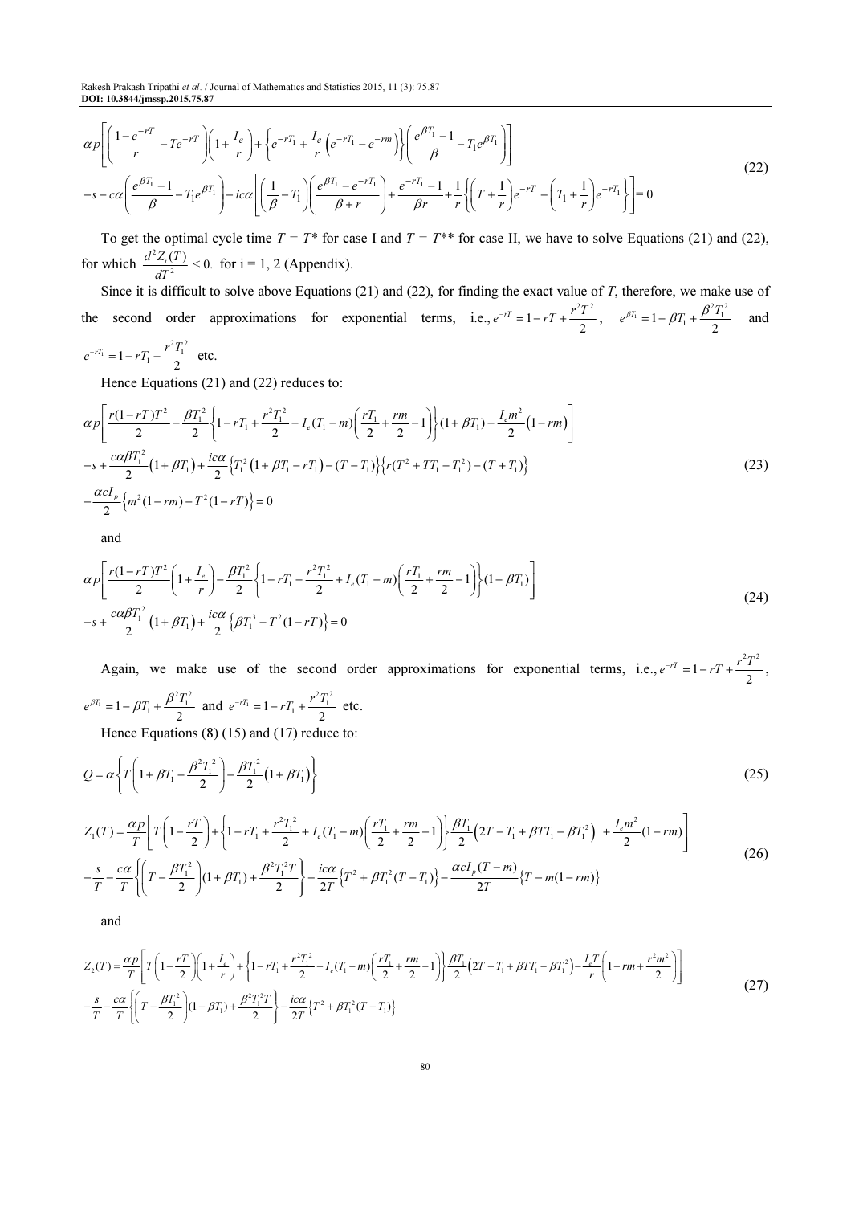$$\alpha p\left[\left(\frac{1-e^{-rT}}{r}-Te^{-rT}\right)\left(1+\frac{I_e}{r}\right)+\left\{e^{-rT_1}+\frac{I_e}{r}\left(e^{-rT_1}-e^{-rm}\right)\right\}\left(\frac{e^{\beta T_1}-1}{\beta}-T_1e^{\beta T_1}\right)\right]$$
$$-s-c\alpha\left(\frac{e^{\beta T_1}-1}{\beta}-T_1e^{\beta T_1}\right)-ic\alpha\left[\left(\frac{1}{\beta}-T_1\right)\left(\frac{e^{\beta T_1}-e^{-rT_1}}{\beta+r}\right)+\frac{e^{-rT_1}-1}{\beta r}+\frac{1}{r}\left\{\left(T+\frac{1}{r}\right)e^{-rT}-\left(T_1+\frac{1}{r}\right)e^{-rT_1}\right\}\right]=0 \tag{22}$$

To get the optimal cycle time $T = T^*$ for case I and $T = T^{**}$ for case II, we have to solve Equations (21) and (22), for which $\frac{d^2Z_i(T)}{dT^2}<0.$ for i = 1, 2 (Appendix).

Since it is difficult to solve above Equations (21) and (22), for finding the exact value of T, therefore, we make use of the second order approximations for exponential terms, i.e., $e^{-rT}=1-rT+\frac{r^2T^2}{2}$, $e^{\beta T_1}=1-\beta T_1+\frac{\beta^2T_1^2}{2}$ and $e^{-rT_1}=1-rT_1+\frac{r^2T_1^2}{2}$ etc.

Hence Equations (21) and (22) reduces to:

$$\alpha p\left[\frac{r(1-rT)T^2}{2}-\frac{\beta T_1^2}{2}\left\{1-rT_1+\frac{r^2T_1^2}{2}+I_e(T_1-m)\left(\frac{rT_1}{2}+\frac{rm}{2}-1\right)\right\}(1+\beta T_1)+\frac{I_em^2}{2}(1-rm)\right]$$
$$-s+\frac{c\alpha\beta T_1^2}{2}(1+\beta T_1)+\frac{ic\alpha}{2}\left\{T_1^2(1+\beta T_1-rT_1)-(T-T_1)\right\}\left\{r(T^2+TT_1+T_1^2)-(T+T_1)\right\}$$
$$-\frac{\alpha cI_p}{2}\left\{m^2(1-rm)-T^2(1-rT)\right\}=0 \tag{23}$$

and

$$\alpha p\left[\frac{r(1-rT)T^2}{2}\left(1+\frac{I_e}{r}\right)-\frac{\beta T_1^2}{2}\left\{1-rT_1+\frac{r^2T_1^2}{2}+I_e(T_1-m)\left(\frac{rT_1}{2}+\frac{rm}{2}-1\right)\right\}(1+\beta T_1)\right]$$
$$-s+\frac{c\alpha\beta T_1^2}{2}(1+\beta T_1)+\frac{ic\alpha}{2}\left\{\beta T_1^3+T^2(1-rT)\right\}=0 \tag{24}$$

Again, we make use of the second order approximations for exponential terms, i.e., $e^{-rT}=1-rT+\frac{r^2T^2}{2}$, $e^{\beta T_1}=1-\beta T_1+\frac{\beta^2T_1^2}{2}$ and $e^{-rT_1}=1-rT_1+\frac{r^2T_1^2}{2}$ etc.

Hence Equations (8) (15) and (17) reduce to:

$$Q=\alpha\left\{T\left(1+\beta T_1+\frac{\beta^2T_1^2}{2}\right)-\frac{\beta T_1^2}{2}(1+\beta T_1)\right\} \tag{25}$$

$$Z_1(T)=\frac{\alpha p}{T}\left[T\left(1-\frac{rT}{2}\right)+\left\{1-rT_1+\frac{r^2T_1^2}{2}+I_e(T_1-m)\left(\frac{rT_1}{2}+\frac{rm}{2}-1\right)\right\}\frac{\beta T_1}{2}\left(2T-T_1+\beta TT_1-\beta T_1^2\right)+\frac{I_em^2}{2}(1-rm)\right]$$
$$-\frac{s}{T}-\frac{c\alpha}{T}\left\{\left(T-\frac{\beta T_1^2}{2}\right)(1+\beta T_1)+\frac{\beta^2T_1^2T}{2}\right\}-\frac{ic\alpha}{2T}\left\{T^2+\beta T_1^2(T-T_1)\right\}-\frac{\alpha cI_p(T-m)}{2T}\left\{T-m(1-rm)\right\} \tag{26}$$

and

$$Z_2(T)=\frac{\alpha p}{T}\left[T\left(1-\frac{rT}{2}\right)\left(1+\frac{I_e}{r}\right)+\left\{1-rT_1+\frac{r^2T_1^2}{2}+I_e(T_1-m)\left(\frac{rT_1}{2}+\frac{rm}{2}-1\right)\right\}\frac{\beta T_1}{2}\left(2T-T_1+\beta TT_1-\beta T_1^2\right)-\frac{I_eT}{r}\left(1-rm+\frac{r^2m^2}{2}\right)\right]$$
$$-\frac{s}{T}-\frac{c\alpha}{T}\left\{\left(T-\frac{\beta T_1^2}{2}\right)(1+\beta T_1)+\frac{\beta^2T_1^2T}{2}\right\}-\frac{ic\alpha}{2T}\left\{T^2+\beta T_1^2(T-T_1)\right\} \tag{27}$$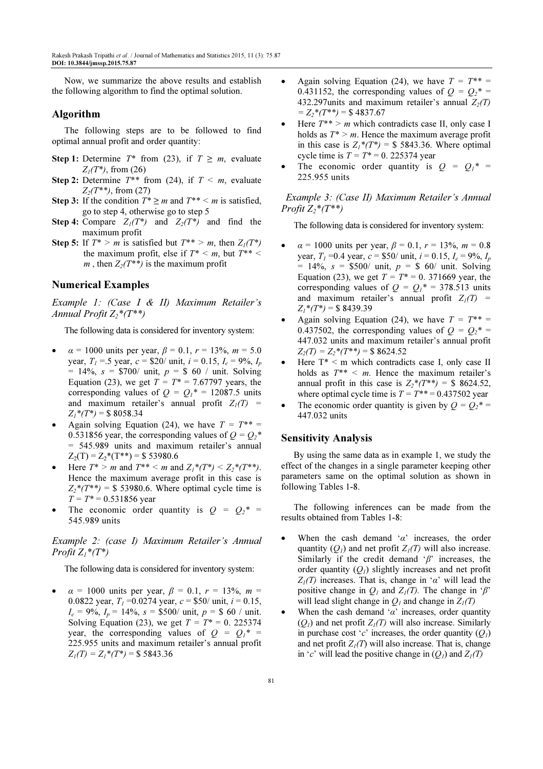Now, we summarize the above results and establish the following algorithm to find the optimal solution.

## Algorithm

The following steps are to be followed to find optimal annual profit and order quantity:

**Step 1:** Determine $T^*$ from (23), if $T \geq m$, evaluate $Z_1(T^*)$, from (26)

**Step 2:** Determine $T^{**}$ from (24), if $T < m$, evaluate $Z_2(T^{**})$, from (27)

**Step 3:** If the condition $T^* \geq m$ and $T^{**} < m$ is satisfied, go to step 4, otherwise go to step 5

**Step 4:** Compare $Z_1(T^*)$ and $Z_2(T^*)$ and find the maximum profit

**Step 5:** If $T^* > m$ is satisfied but $T^{**} > m$, then $Z_1(T^*)$ the maximum profit, else if $T^* < m$, but $T^{**} < m$ , then $Z_2(T^{**})$ is the maximum profit

## Numerical Examples

### *Example 1: (Case I & II) Maximum Retailer's Annual Profit $Z_2^*(T^{**})$*

The following data is considered for inventory system:

- $\alpha$ = 1000 units per year, $\beta$ = 0.1, $r$ = 13%, $m$ = 5.0 year, $T_1$ =.5 year, $c$ = \$20/ unit, $i$ = 0.15, $I_e$ = 9%, $I_p$ = 14%, $s$ = \$700/ unit, $p$ = \$ 60 / unit. Solving Equation (23), we get $T = T^*$ = 7.67797 years, the corresponding values of $Q = Q_1^*$ = 12087.5 units and maximum retailer's annual profit $Z_1(T) = Z_1^*(T^*)$ = \$ 8058.34
- Again solving Equation (24), we have $T = T^{**}$ = 0.531856 year, the corresponding values of $Q = Q_2^*$ = 545.989 units and maximum retailer's annual $Z_2(T) = Z_2^*(T^{**})$ = \$ 53980.6
- Here $T^* > m$ and $T^{**} < m$ and $Z_1^*(T^*) < Z_2^*(T^{**})$. Hence the maximum average profit in this case is $Z_2^*(T^{**})$ = \$ 53980.6. Where optimal cycle time is $T = T^*$ = 0.531856 year
- The economic order quantity is $Q = Q_2^*$ = 545.989 units

### *Example 2: (case I) Maximum Retailer's Annual Profit $Z_1^*(T^*)$*

The following data is considered for inventory system:

- $\alpha$ = 1000 units per year, $\beta$ = 0.1, $r$ = 13%, $m$ = 0.0822 year, $T_1$ =0.0274 year, $c$ = \$50/ unit, $i$ = 0.15, $I_e$ = 9%, $I_p$ = 14%, $s$ = \$500/ unit, $p$ = \$ 60 / unit. Solving Equation (23), we get $T = T^*$ = 0. 225374 year, the corresponding values of $Q = Q_1^*$ = 225.955 units and maximum retailer's annual profit $Z_1(T) = Z_1^*(T^*)$ = \$ 5843.36
- Again solving Equation (24), we have $T = T^{**}$ = 0.431152, the corresponding values of $Q = Q_2^*$ = 432.297units and maximum retailer's annual $Z_2(T) = Z_2^*(T^{**})$ = \$ 4837.67
- Here $T^{**} > m$ which contradicts case II, only case I holds as $T^* > m$. Hence the maximum average profit in this case is $Z_1^*(T^*)$ = \$ 5843.36. Where optimal cycle time is $T = T^*$ = 0. 225374 year
- The economic order quantity is $Q = Q_1^*$ = 225.955 units

### *Example 3: (Case II) Maximum Retailer's Annual Profit $Z_2^*(T^{**})$*

The following data is considered for inventory system:

- $\alpha$ = 1000 units per year, $\beta$ = 0.1, $r$ = 13%, $m$ = 0.8 year, $T_1$ =0.4 year, $c$ = \$50/ unit, $i$ = 0.15, $I_e$ = 9%, $I_p$ = 14%, $s$ = \$500/ unit, $p$ = \$ 60/ unit. Solving Equation (23), we get $T = T^*$ = 0. 371669 year, the corresponding values of $Q = Q_1^*$ = 378.513 units and maximum retailer's annual profit $Z_1(T) = Z_1^*(T^*)$ = \$ 8439.39
- Again solving Equation (24), we have $T = T^{**}$ = 0.437502, the corresponding values of $Q = Q_2^*$ = 447.032 units and maximum retailer's annual profit $Z_2(T) = Z_2^*(T^{**})$ = \$ 8624.52
- Here $T^* < m$ which contradicts case I, only case II holds as $T^{**} < m$. Hence the maximum retailer's annual profit in this case is $Z_2^*(T^{**})$ = \$ 8624.52, where optimal cycle time is $T = T^{**}$ = 0.437502 year
- The economic order quantity is given by $Q = Q_2^*$ = 447.032 units

## Sensitivity Analysis

By using the same data as in example 1, we study the effect of the changes in a single parameter keeping other parameters same on the optimal solution as shown in following Tables 1-8.

The following inferences can be made from the results obtained from Tables 1-8:

- When the cash demand '$\alpha$' increases, the order quantity ($Q_1$) and net profit $Z_1(T)$ will also increase. Similarly if the credit demand '$\beta$' increases, the order quantity ($Q_1$) slightly increases and net profit $Z_1(T)$ increases. That is, change in '$\alpha$' will lead the positive change in $Q_1$ and $Z_1(T)$. The change in '$\beta$' will lead slight change in $Q_1$ and change in $Z_1(T)$
- When the cash demand '$\alpha$' increases, order quantity ($Q_1$) and net profit $Z_1(T)$ will also increase. Similarly in purchase cost '$c$' increases, the order quantity ($Q_1$) and net profit $Z_1(T)$ will also increase. That is, change in '$c$' will lead the positive change in ($Q_1$) and $Z_1(T)$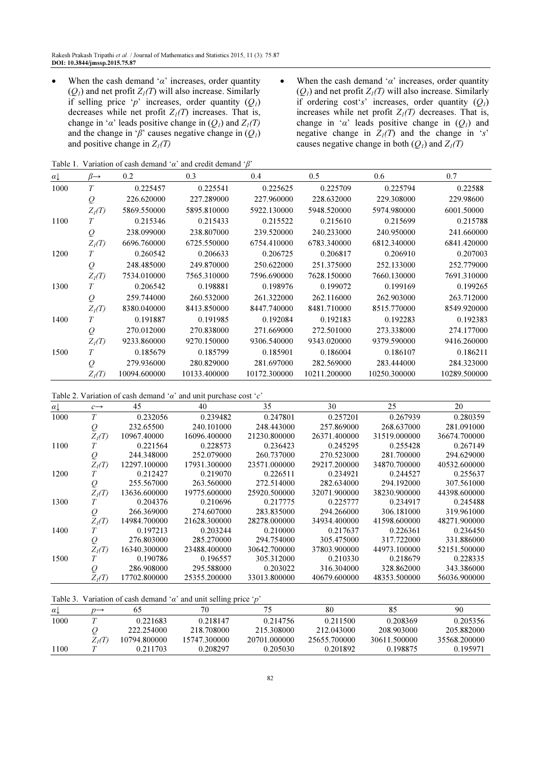- When the cash demand '$\alpha$' increases, order quantity ($Q_1$) and net profit $Z_1(T)$ will also increase. Similarly if selling price '$p$' increases, order quantity ($Q_1$) decreases while net profit $Z_1(T)$ increases. That is, change in '$\alpha$' leads positive change in ($Q_1$) and $Z_1(T)$ and the change in '$\beta$' causes negative change in ($Q_1$) and positive change in $Z_1(T)$
- When the cash demand '$\alpha$' increases, order quantity ($Q_1$) and net profit $Z_1(T)$ will also increase. Similarly if ordering cost '$s$' increases, order quantity ($Q_1$) increases while net profit $Z_1(T)$ decreases. That is, change in '$\alpha$' leads positive change in ($Q_1$) and negative change in $Z_1(T)$ and the change in '$s$' causes negative change in both ($Q_1$) and $Z_1(T)$

Table 1. Variation of cash demand '$\alpha$' and credit demand '$\beta$'

| $\alpha\downarrow$ | $\beta\rightarrow$ | 0.2 | 0.3 | 0.4 | 0.5 | 0.6 | 0.7 |
|---|---|---|---|---|---|---|---|
| 1000 | $T$ | 0.225457 | 0.225541 | 0.225625 | 0.225709 | 0.225794 | 0.22588 |
| | $Q$ | 226.620000 | 227.289000 | 227.960000 | 228.632000 | 229.308000 | 229.98600 |
| | $Z_1(T)$ | 5869.550000 | 5895.810000 | 5922.130000 | 5948.520000 | 5974.980000 | 6001.50000 |
| 1100 | $T$ | 0.215346 | 0.215433 | 0.215522 | 0.215610 | 0.215699 | 0.215788 |
| | $Q$ | 238.099000 | 238.807000 | 239.520000 | 240.233000 | 240.950000 | 241.660000 |
| | $Z_1(T)$ | 6696.760000 | 6725.550000 | 6754.410000 | 6783.340000 | 6812.340000 | 6841.420000 |
| 1200 | $T$ | 0.260542 | 0.206633 | 0.206725 | 0.206817 | 0.206910 | 0.207003 |
| | $Q$ | 248.485000 | 249.870000 | 250.622000 | 251.375000 | 252.133000 | 252.779000 |
| | $Z_1(T)$ | 7534.010000 | 7565.310000 | 7596.690000 | 7628.150000 | 7660.130000 | 7691.310000 |
| 1300 | $T$ | 0.206542 | 0.198881 | 0.198976 | 0.199072 | 0.199169 | 0.199265 |
| | $Q$ | 259.744000 | 260.532000 | 261.322000 | 262.116000 | 262.903000 | 263.712000 |
| | $Z_1(T)$ | 8380.040000 | 8413.850000 | 8447.740000 | 8481.710000 | 8515.770000 | 8549.920000 |
| 1400 | $T$ | 0.191887 | 0.191985 | 0.192084 | 0.192183 | 0.192283 | 0.192383 |
| | $Q$ | 270.012000 | 270.838000 | 271.669000 | 272.501000 | 273.338000 | 274.177000 |
| | $Z_1(T)$ | 9233.860000 | 9270.150000 | 9306.540000 | 9343.020000 | 9379.590000 | 9416.260000 |
| 1500 | $T$ | 0.185679 | 0.185799 | 0.185901 | 0.186004 | 0.186107 | 0.186211 |
| | $Q$ | 279.936000 | 280.829000 | 281.697000 | 282.569000 | 283.444000 | 284.323000 |
| | $Z_1(T)$ | 10094.600000 | 10133.400000 | 10172.300000 | 10211.200000 | 10250.300000 | 10289.500000 |

Table 2. Variation of cash demand '$\alpha$' and unit purchase cost '$c$'

| $\alpha\downarrow$ | $c\rightarrow$ | 45 | 40 | 35 | 30 | 25 | 20 |
|---|---|---|---|---|---|---|---|
| 1000 | $T$ | 0.232056 | 0.239482 | 0.247801 | 0.257201 | 0.267939 | 0.280359 |
| | $Q$ | 232.65500 | 240.101000 | 248.443000 | 257.869000 | 268.637000 | 281.091000 |
| | $Z_1(T)$ | 10967.40000 | 16096.400000 | 21230.800000 | 26371.400000 | 31519.000000 | 36674.700000 |
| 1100 | $T$ | 0.221564 | 0.228573 | 0.236423 | 0.245295 | 0.255428 | 0.267149 |
| | $Q$ | 244.348000 | 252.079000 | 260.737000 | 270.523000 | 281.700000 | 294.629000 |
| | $Z_1(T)$ | 12297.100000 | 17931.300000 | 23571.000000 | 29217.200000 | 34870.700000 | 40532.600000 |
| 1200 | $T$ | 0.212427 | 0.219070 | 0.226511 | 0.234921 | 0.244527 | 0.255637 |
| | $Q$ | 255.567000 | 263.560000 | 272.514000 | 282.634000 | 294.192000 | 307.561000 |
| | $Z_1(T)$ | 13636.600000 | 19775.600000 | 25920.500000 | 32071.900000 | 38230.900000 | 44398.600000 |
| 1300 | $T$ | 0.204376 | 0.210696 | 0.217775 | 0.225777 | 0.234917 | 0.245488 |
| | $Q$ | 266.369000 | 274.607000 | 283.835000 | 294.266000 | 306.181000 | 319.961000 |
| | $Z_1(T)$ | 14984.700000 | 21628.300000 | 28278.000000 | 34934.400000 | 41598.600000 | 48271.900000 |
| 1400 | $T$ | 0.197213 | 0.203244 | 0.210000 | 0.217637 | 0.226361 | 0.236450 |
| | $Q$ | 276.803000 | 285.270000 | 294.754000 | 305.475000 | 317.722000 | 331.886000 |
| | $Z_1(T)$ | 16340.300000 | 23488.400000 | 30642.700000 | 37803.900000 | 44973.100000 | 52151.500000 |
| 1500 | $T$ | 0.190786 | 0.196557 | 305.312000 | 0.210330 | 0.218679 | 0.228335 |
| | $Q$ | 286.908000 | 295.588000 | 0.203022 | 316.304000 | 328.862000 | 343.386000 |
| | $Z_1(T)$ | 17702.800000 | 25355.200000 | 33013.800000 | 40679.600000 | 48353.500000 | 56036.900000 |

Table 3. Variation of cash demand '$\alpha$' and unit selling price '$p$'

| $\alpha\downarrow$ | $p\rightarrow$ | 65 | 70 | 75 | 80 | 85 | 90 |
|---|---|---|---|---|---|---|---|
| 1000 | $T$ | 0.221683 | 0.218147 | 0.214756 | 0.211500 | 0.208369 | 0.205356 |
| | $Q$ | 222.254000 | 218.708000 | 215.308000 | 212.043000 | 208.903000 | 205.882000 |
| | $Z_1(T)$ | 10794.800000 | 15747.300000 | 20701.000000 | 25655.700000 | 30611.500000 | 35568.200000 |
| 1100 | $T$ | 0.211703 | 0.208297 | 0.205030 | 0.201892 | 0.198875 | 0.195971 |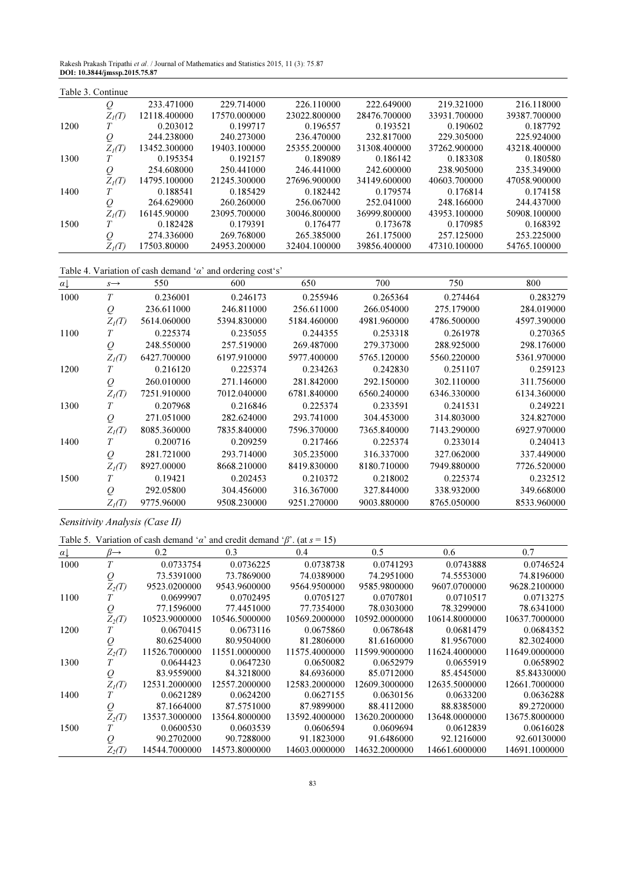Table 3. Continue

| | | | | | | | |
|---|---|---|---|---|---|---|---|
| | $Q$ | 233.471000 | 229.714000 | 226.110000 | 222.649000 | 219.321000 | 216.118000 |
| | $Z_1(T)$ | 12118.400000 | 17570.000000 | 23022.800000 | 28476.700000 | 33931.700000 | 39387.700000 |
| 1200 | $T$ | 0.203012 | 0.199717 | 0.196557 | 0.193521 | 0.190602 | 0.187792 |
| | $Q$ | 244.238000 | 240.273000 | 236.470000 | 232.817000 | 229.305000 | 225.924000 |
| | $Z_1(T)$ | 13452.300000 | 19403.100000 | 25355.200000 | 31308.400000 | 37262.900000 | 43218.400000 |
| 1300 | $T$ | 0.195354 | 0.192157 | 0.189089 | 0.186142 | 0.183308 | 0.180580 |
| | $Q$ | 254.608000 | 250.441000 | 246.441000 | 242.600000 | 238.905000 | 235.349000 |
| | $Z_1(T)$ | 14795.100000 | 21245.300000 | 27696.900000 | 34149.600000 | 40603.700000 | 47058.900000 |
| 1400 | $T$ | 0.188541 | 0.185429 | 0.182442 | 0.179574 | 0.176814 | 0.174158 |
| | $Q$ | 264.629000 | 260.260000 | 256.067000 | 252.041000 | 248.166000 | 244.437000 |
| | $Z_1(T)$ | 16145.90000 | 23095.700000 | 30046.800000 | 36999.800000 | 43953.100000 | 50908.100000 |
| 1500 | $T$ | 0.182428 | 0.179391 | 0.176477 | 0.173678 | 0.170985 | 0.168392 |
| | $Q$ | 274.336000 | 269.768000 | 265.385000 | 261.175000 | 257.125000 | 253.225000 |
| | $Z_1(T)$ | 17503.80000 | 24953.200000 | 32404.100000 | 39856.400000 | 47310.100000 | 54765.100000 |

Table 4. Variation of cash demand '$\alpha$' and ordering cost's'

| $\alpha\downarrow$ | $s\rightarrow$ | 550 | 600 | 650 | 700 | 750 | 800 |
|---|---|---|---|---|---|---|---|
| 1000 | $T$ | 0.236001 | 0.246173 | 0.255946 | 0.265364 | 0.274464 | 0.283279 |
| | $Q$ | 236.611000 | 246.811000 | 256.611000 | 266.054000 | 275.179000 | 284.019000 |
| | $Z_1(T)$ | 5614.060000 | 5394.830000 | 5184.460000 | 4981.960000 | 4786.500000 | 4597.390000 |
| 1100 | $T$ | 0.225374 | 0.235055 | 0.244355 | 0.253318 | 0.261978 | 0.270365 |
| | $Q$ | 248.550000 | 257.519000 | 269.487000 | 279.373000 | 288.925000 | 298.176000 |
| | $Z_1(T)$ | 6427.700000 | 6197.910000 | 5977.400000 | 5765.120000 | 5560.220000 | 5361.970000 |
| 1200 | $T$ | 0.216120 | 0.225374 | 0.234263 | 0.242830 | 0.251107 | 0.259123 |
| | $Q$ | 260.010000 | 271.146000 | 281.842000 | 292.150000 | 302.110000 | 311.756000 |
| | $Z_1(T)$ | 7251.910000 | 7012.040000 | 6781.840000 | 6560.240000 | 6346.330000 | 6134.360000 |
| 1300 | $T$ | 0.207968 | 0.216846 | 0.225374 | 0.233591 | 0.241531 | 0.249221 |
| | $Q$ | 271.051000 | 282.624000 | 293.741000 | 304.453000 | 314.803000 | 324.827000 |
| | $Z_1(T)$ | 8085.360000 | 7835.840000 | 7596.370000 | 7365.840000 | 7143.290000 | 6927.970000 |
| 1400 | $T$ | 0.200716 | 0.209259 | 0.217466 | 0.225374 | 0.233014 | 0.240413 |
| | $Q$ | 281.721000 | 293.714000 | 305.235000 | 316.337000 | 327.062000 | 337.449000 |
| | $Z_1(T)$ | 8927.00000 | 8668.210000 | 8419.830000 | 8180.710000 | 7949.880000 | 7726.520000 |
| 1500 | $T$ | 0.19421 | 0.202453 | 0.210372 | 0.218002 | 0.225374 | 0.232512 |
| | $Q$ | 292.05800 | 304.456000 | 316.367000 | 327.844000 | 338.932000 | 349.668000 |
| | $Z_1(T)$ | 9775.96000 | 9508.230000 | 9251.270000 | 9003.880000 | 8765.050000 | 8533.960000 |

*Sensitivity Analysis (Case II)*

Table 5. Variation of cash demand '$\alpha$' and credit demand '$\beta$'. (at $s = 15$)

| $\alpha\downarrow$ | $\beta\rightarrow$ | 0.2 | 0.3 | 0.4 | 0.5 | 0.6 | 0.7 |
|---|---|---|---|---|---|---|---|
| 1000 | $T$ | 0.0733754 | 0.0736225 | 0.0738738 | 0.0741293 | 0.0743888 | 0.0746524 |
| | $Q$ | 73.5391000 | 73.7869000 | 74.0389000 | 74.2951000 | 74.5553000 | 74.8196000 |
| | $Z_2(T)$ | 9523.0200000 | 9543.9600000 | 9564.9500000 | 9585.9800000 | 9607.0700000 | 9628.2100000 |
| 1100 | $T$ | 0.0699907 | 0.0702495 | 0.0705127 | 0.0707801 | 0.0710517 | 0.0713275 |
| | $Q$ | 77.1596000 | 77.4451000 | 77.7354000 | 78.0303000 | 78.3299000 | 78.6341000 |
| | $Z_2(T)$ | 10523.9000000 | 10546.5000000 | 10569.2000000 | 10592.0000000 | 10614.8000000 | 10637.7000000 |
| 1200 | $T$ | 0.0670415 | 0.0673116 | 0.0675860 | 0.0678648 | 0.0681479 | 0.0684352 |
| | $Q$ | 80.6254000 | 80.9504000 | 81.2806000 | 81.6160000 | 81.9567000 | 82.3024000 |
| | $Z_2(T)$ | 11526.7000000 | 11551.0000000 | 11575.4000000 | 11599.9000000 | 11624.4000000 | 11649.0000000 |
| 1300 | $T$ | 0.0644423 | 0.0647230 | 0.0650082 | 0.0652979 | 0.0655919 | 0.0658902 |
| | $Q$ | 83.9559000 | 84.3218000 | 84.6936000 | 85.0712000 | 85.4545000 | 85.84330000 |
| | $Z_2(T)$ | 12531.2000000 | 12557.2000000 | 12583.2000000 | 12609.3000000 | 12635.5000000 | 12661.7000000 |
| 1400 | $T$ | 0.0621289 | 0.0624200 | 0.0627155 | 0.0630156 | 0.0633200 | 0.0636288 |
| | $Q$ | 87.1664000 | 87.5751000 | 87.9899000 | 88.4112000 | 88.8385000 | 89.2720000 |
| | $Z_2(T)$ | 13537.3000000 | 13564.8000000 | 13592.4000000 | 13620.2000000 | 13648.0000000 | 13675.8000000 |
| 1500 | $T$ | 0.0600530 | 0.0603539 | 0.0606594 | 0.0609694 | 0.0612839 | 0.0616028 |
| | $Q$ | 90.2702000 | 90.7288000 | 91.1823000 | 91.6486000 | 92.1216000 | 92.60130000 |
| | $Z_2(T)$ | 14544.7000000 | 14573.8000000 | 14603.0000000 | 14632.2000000 | 14661.6000000 | 14691.1000000 |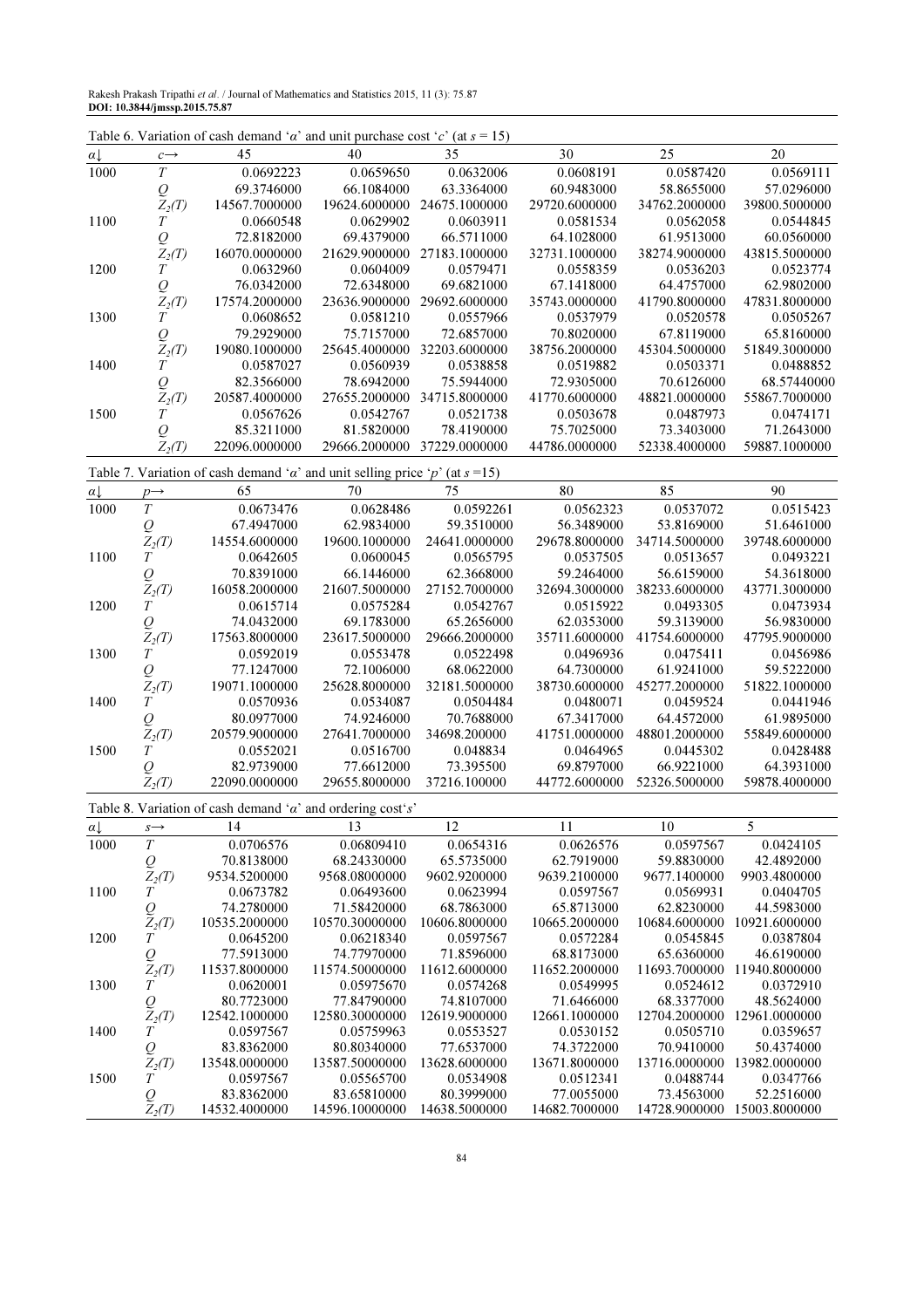Table 6. Variation of cash demand '$\alpha$' and unit purchase cost '$c$' (at $s = 15$)

| $\alpha\downarrow$ | $c\rightarrow$ | 45 | 40 | 35 | 30 | 25 | 20 |
|---|---|---|---|---|---|---|---|
| 1000 | $T$ | 0.0692223 | 0.0659650 | 0.0632006 | 0.0608191 | 0.0587420 | 0.0569111 |
| | $Q$ | 69.3746000 | 66.1084000 | 63.3364000 | 60.9483000 | 58.8655000 | 57.0296000 |
| | $Z_2(T)$ | 14567.7000000 | 19624.6000000 | 24675.1000000 | 29720.6000000 | 34762.2000000 | 39800.5000000 |
| 1100 | $T$ | 0.0660548 | 0.0629902 | 0.0603911 | 0.0581534 | 0.0562058 | 0.0544845 |
| | $Q$ | 72.8182000 | 69.4379000 | 66.5711000 | 64.1028000 | 61.9513000 | 60.0560000 |
| | $Z_2(T)$ | 16070.0000000 | 21629.9000000 | 27183.1000000 | 32731.1000000 | 38274.9000000 | 43815.5000000 |
| 1200 | $T$ | 0.0632960 | 0.0604009 | 0.0579471 | 0.0558359 | 0.0536203 | 0.0523774 |
| | $Q$ | 76.0342000 | 72.6348000 | 69.6821000 | 67.1418000 | 64.4757000 | 62.9802000 |
| | $Z_2(T)$ | 17574.2000000 | 23636.9000000 | 29692.6000000 | 35743.0000000 | 41790.8000000 | 47831.8000000 |
| 1300 | $T$ | 0.0608652 | 0.0581210 | 0.0557966 | 0.0537979 | 0.0520578 | 0.0505267 |
| | $Q$ | 79.2929000 | 75.7157000 | 72.6857000 | 70.8020000 | 67.8119000 | 65.8160000 |
| | $Z_2(T)$ | 19080.1000000 | 25645.4000000 | 32203.6000000 | 38756.2000000 | 45304.5000000 | 51849.3000000 |
| 1400 | $T$ | 0.0587027 | 0.0560939 | 0.0538858 | 0.0519882 | 0.0503371 | 0.0488852 |
| | $Q$ | 82.3566000 | 78.6942000 | 75.5944000 | 72.9305000 | 70.6126000 | 68.57440000 |
| | $Z_2(T)$ | 20587.4000000 | 27655.2000000 | 34715.8000000 | 41770.6000000 | 48821.0000000 | 55867.7000000 |
| 1500 | $T$ | 0.0567626 | 0.0542767 | 0.0521738 | 0.0503678 | 0.0487973 | 0.0474171 |
| | $Q$ | 85.3211000 | 81.5820000 | 78.4190000 | 75.7025000 | 73.3403000 | 71.2643000 |
| | $Z_2(T)$ | 22096.0000000 | 29666.2000000 | 37229.0000000 | 44786.0000000 | 52338.4000000 | 59887.1000000 |

Table 7. Variation of cash demand '$\alpha$' and unit selling price '$p$' (at $s$ =15)

| $\alpha\downarrow$ | $p\rightarrow$ | 65 | 70 | 75 | 80 | 85 | 90 |
|---|---|---|---|---|---|---|---|
| 1000 | $T$ | 0.0673476 | 0.0628486 | 0.0592261 | 0.0562323 | 0.0537072 | 0.0515423 |
| | $Q$ | 67.4947000 | 62.9834000 | 59.3510000 | 56.3489000 | 53.8169000 | 51.6461000 |
| | $Z_2(T)$ | 14554.6000000 | 19600.1000000 | 24641.0000000 | 29678.8000000 | 34714.5000000 | 39748.6000000 |
| 1100 | $T$ | 0.0642605 | 0.0600045 | 0.0565795 | 0.0537505 | 0.0513657 | 0.0493221 |
| | $Q$ | 70.8391000 | 66.1446000 | 62.3668000 | 59.2464000 | 56.6159000 | 54.3618000 |
| | $Z_2(T)$ | 16058.2000000 | 21607.5000000 | 27152.7000000 | 32694.3000000 | 38233.6000000 | 43771.3000000 |
| 1200 | $T$ | 0.0615714 | 0.0575284 | 0.0542767 | 0.0515922 | 0.0493305 | 0.0473934 |
| | $Q$ | 74.0432000 | 69.1783000 | 65.2656000 | 62.0353000 | 59.3139000 | 56.9830000 |
| | $Z_2(T)$ | 17563.8000000 | 23617.5000000 | 29666.2000000 | 35711.6000000 | 41754.6000000 | 47795.9000000 |
| 1300 | $T$ | 0.0592019 | 0.0553478 | 0.0522498 | 0.0496936 | 0.0475411 | 0.0456986 |
| | $Q$ | 77.1247000 | 72.1006000 | 68.0622000 | 64.7300000 | 61.9241000 | 59.5222000 |
| | $Z_2(T)$ | 19071.1000000 | 25628.8000000 | 32181.5000000 | 38730.6000000 | 45277.2000000 | 51822.1000000 |
| 1400 | $T$ | 0.0570936 | 0.0534087 | 0.0504484 | 0.0480071 | 0.0459524 | 0.0441946 |
| | $Q$ | 80.0977000 | 74.9246000 | 70.7688000 | 67.3417000 | 64.4572000 | 61.9895000 |
| | $Z_2(T)$ | 20579.9000000 | 27641.7000000 | 34698.200000 | 41751.0000000 | 48801.2000000 | 55849.6000000 |
| 1500 | $T$ | 0.0552021 | 0.0516700 | 0.048834 | 0.0464965 | 0.0445302 | 0.0428488 |
| | $Q$ | 82.9739000 | 77.6612000 | 73.395500 | 69.8797000 | 66.9221000 | 64.3931000 |
| | $Z_2(T)$ | 22090.0000000 | 29655.8000000 | 37216.100000 | 44772.6000000 | 52326.5000000 | 59878.4000000 |

Table 8. Variation of cash demand '$\alpha$' and ordering cost'$s$'

| $\alpha\downarrow$ | $s\rightarrow$ | 14 | 13 | 12 | 11 | 10 | 5 |
|---|---|---|---|---|---|---|---|
| 1000 | $T$ | 0.0706576 | 0.06809410 | 0.0654316 | 0.0626576 | 0.0597567 | 0.0424105 |
| | $Q$ | 70.8138000 | 68.24330000 | 65.5735000 | 62.7919000 | 59.8830000 | 42.4892000 |
| | $Z_2(T)$ | 9534.5200000 | 9568.08000000 | 9602.9200000 | 9639.2100000 | 9677.1400000 | 9903.4800000 |
| 1100 | $T$ | 0.0673782 | 0.06493600 | 0.0623994 | 0.0597567 | 0.0569931 | 0.0404705 |
| | $Q$ | 74.2780000 | 71.58420000 | 68.7863000 | 65.8713000 | 62.8230000 | 44.5983000 |
| | $Z_2(T)$ | 10535.2000000 | 10570.30000000 | 10606.8000000 | 10665.2000000 | 10684.6000000 | 10921.6000000 |
| 1200 | $T$ | 0.0645200 | 0.06218340 | 0.0597567 | 0.0572284 | 0.0545845 | 0.0387804 |
| | $Q$ | 77.5913000 | 74.77970000 | 71.8596000 | 68.8173000 | 65.6360000 | 46.6190000 |
| | $Z_2(T)$ | 11537.8000000 | 11574.50000000 | 11612.6000000 | 11652.2000000 | 11693.7000000 | 11940.8000000 |
| 1300 | $T$ | 0.0620001 | 0.05975670 | 0.0574268 | 0.0549995 | 0.0524612 | 0.0372910 |
| | $Q$ | 80.7723000 | 77.84790000 | 74.8107000 | 71.6466000 | 68.3377000 | 48.5624000 |
| | $Z_2(T)$ | 12542.1000000 | 12580.30000000 | 12619.9000000 | 12661.1000000 | 12704.2000000 | 12961.0000000 |
| 1400 | $T$ | 0.0597567 | 0.05759963 | 0.0553527 | 0.0530152 | 0.0505710 | 0.0359657 |
| | $Q$ | 83.8362000 | 80.80340000 | 77.6537000 | 74.3722000 | 70.9410000 | 50.4374000 |
| | $Z_2(T)$ | 13548.0000000 | 13587.50000000 | 13628.6000000 | 13671.8000000 | 13716.0000000 | 13982.0000000 |
| 1500 | $T$ | 0.0597567 | 0.05565700 | 0.0534908 | 0.0512341 | 0.0488744 | 0.0347766 |
| | $Q$ | 83.8362000 | 83.65810000 | 80.3999000 | 77.0055000 | 73.4563000 | 52.2516000 |
| | $Z_2(T)$ | 14532.4000000 | 14596.10000000 | 14638.5000000 | 14682.7000000 | 14728.9000000 | 15003.8000000 |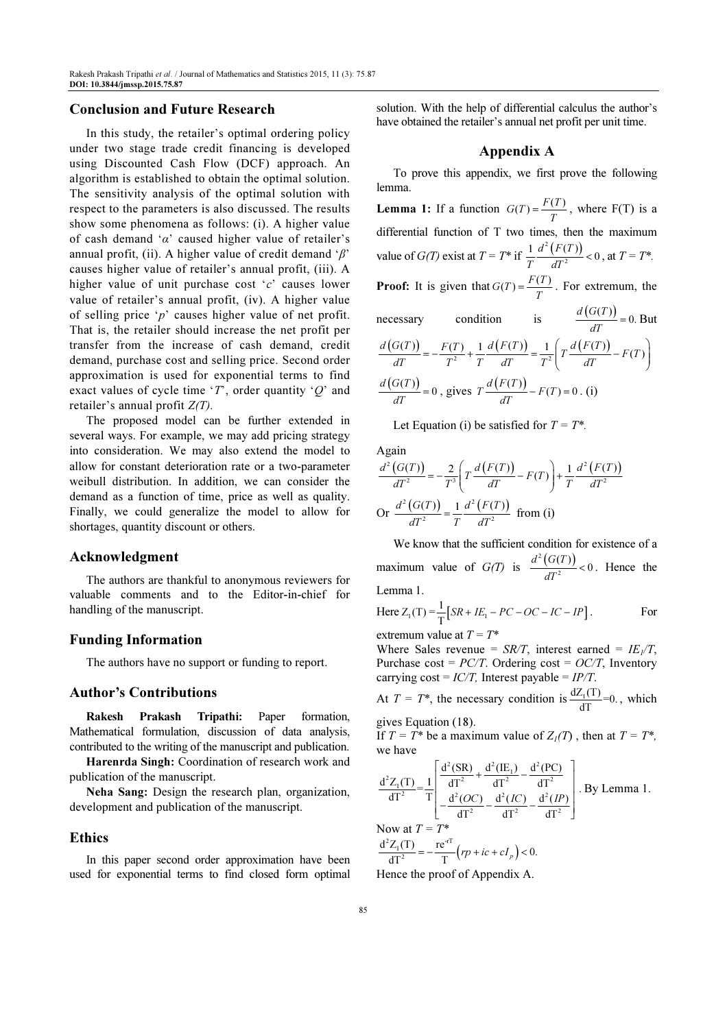## Conclusion and Future Research

In this study, the retailer's optimal ordering policy under two stage trade credit financing is developed using Discounted Cash Flow (DCF) approach. An algorithm is established to obtain the optimal solution. The sensitivity analysis of the optimal solution with respect to the parameters is also discussed. The results show some phenomena as follows: (i). A higher value of cash demand '$\alpha$' caused higher value of retailer's annual profit, (ii). A higher value of credit demand '$\beta$' causes higher value of retailer's annual profit, (iii). A higher value of unit purchase cost '$c$' causes lower value of retailer's annual profit, (iv). A higher value of selling price '$p$' causes higher value of net profit. That is, the retailer should increase the net profit per transfer from the increase of cash demand, credit demand, purchase cost and selling price. Second order approximation is used for exponential terms to find exact values of cycle time '$T$', order quantity '$Q$' and retailer's annual profit $Z(T)$.

The proposed model can be further extended in several ways. For example, we may add pricing strategy into consideration. We may also extend the model to allow for constant deterioration rate or a two-parameter weibull distribution. In addition, we can consider the demand as a function of time, price as well as quality. Finally, we could generalize the model to allow for shortages, quantity discount or others.

## Acknowledgment

The authors are thankful to anonymous reviewers for valuable comments and to the Editor-in-chief for handling of the manuscript.

## Funding Information

The authors have no support or funding to report.

## Author's Contributions

**Rakesh Prakash Tripathi:** Paper formation, Mathematical formulation, discussion of data analysis, contributed to the writing of the manuscript and publication.

**Harenrda Singh:** Coordination of research work and publication of the manuscript.

**Neha Sang:** Design the research plan, organization, development and publication of the manuscript.

## Ethics

In this paper second order approximation have been used for exponential terms to find closed form optimal solution. With the help of differential calculus the author's have obtained the retailer's annual net profit per unit time.

## Appendix A

To prove this appendix, we first prove the following lemma.

**Lemma 1:** If a function $G(T) = \frac{F(T)}{T}$, where F(T) is a differential function of T two times, then the maximum value of $G(T)$ exist at $T = T^*$ if $\frac{1}{T}\frac{d^2(F(T))}{dT^2} < 0$, at $T = T^*$.

**Proof:** It is given that $G(T) = \frac{F(T)}{T}$. For extremum, the necessary condition is $\frac{d(G(T))}{dT} = 0$. But

$$\frac{d(G(T))}{dT} = -\frac{F(T)}{T^2} + \frac{1}{T}\frac{d(F(T))}{dT} = \frac{1}{T^2}\left(T\frac{d(F(T))}{dT} - F(T)\right)$$

$\frac{d(G(T))}{dT} = 0$, gives $T\frac{d(F(T))}{dT} - F(T) = 0$. (i)

Let Equation (i) be satisfied for $T = T^*$.

Again

$$\frac{d^2(G(T))}{dT^2} = -\frac{2}{T^3}\left(T\frac{d(F(T))}{dT} - F(T)\right) + \frac{1}{T}\frac{d^2(F(T))}{dT^2}$$

Or $\frac{d^2(G(T))}{dT^2} = \frac{1}{T}\frac{d^2(F(T))}{dT^2}$ from (i)

We know that the sufficient condition for existence of a maximum value of $G(T)$ is $\frac{d^2(G(T))}{dT^2} < 0$. Hence the Lemma 1.

Here $Z_1(T) = \frac{1}{T}\left[SR + IE_1 - PC - OC - IC - IP\right]$. For extremum value at $T = T^*$

Where Sales revenue = $SR/T$, interest earned = $IE_1/T$, Purchase cost = $PC/T$. Ordering cost = $OC/T$, Inventory carrying cost = $IC/T$, Interest payable = $IP/T$.

At $T = T^*$, the necessary condition is $\frac{dZ_1(T)}{dT} = 0.$, which gives Equation (18).

If $T = T^*$ be a maximum value of $Z_1(T)$, then at $T = T^*$, we have

$$\frac{d^2Z_1(T)}{dT^2} = \frac{1}{T}\begin{bmatrix} \frac{d^2(SR)}{dT^2} + \frac{d^2(IE_1)}{dT^2} - \frac{d^2(PC)}{dT^2} \\ -\frac{d^2(OC)}{dT^2} - \frac{d^2(IC)}{dT^2} - \frac{d^2(IP)}{dT^2} \end{bmatrix}. \text{ By Lemma 1.}$$

Now at $T = T^*$

$$\frac{d^2Z_1(T)}{dT^2} = -\frac{re^{-rT}}{T}\left(rp + ic + cI_p\right) < 0.$$

Hence the proof of Appendix A.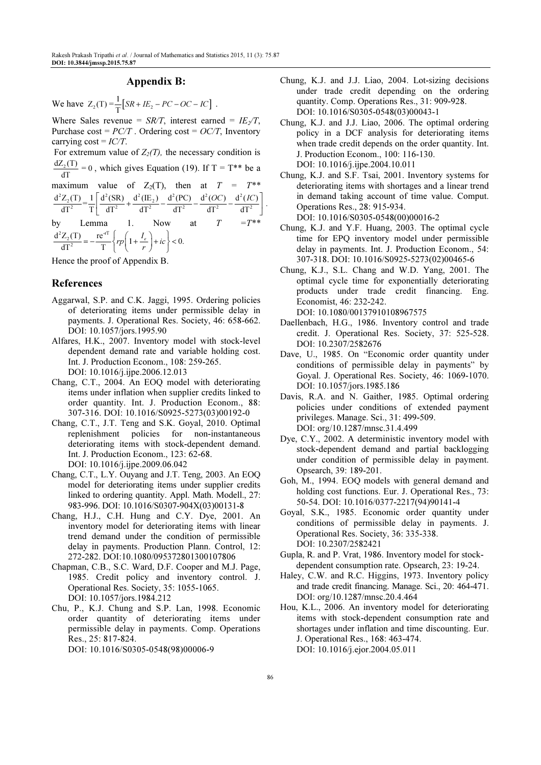## Appendix B:

We have $Z_2(T) = \frac{1}{T}\left[SR + IE_2 - PC - OC - IC\right]$ .

Where Sales revenue = $SR/T$, interest earned = $IE_2/T$, Purchase cost = $PC/T$ . Ordering cost = $OC/T$, Inventory carrying cost = $IC/T$.

For extremum value of $Z_2(T)$, the necessary condition is $\frac{dZ_2(T)}{dT} = 0$ , which gives Equation (19). If T = T** be a maximum value of $Z_2(T)$, then at $T = T^{**}$

$$\frac{d^2Z_2(T)}{dT^2} = \frac{1}{T}\left[\frac{d^2(SR)}{dT^2} + \frac{d^2(IE_2)}{dT^2} - \frac{d^2(PC)}{dT^2} - \frac{d^2(OC)}{dT^2} - \frac{d^2(IC)}{dT^2}\right].$$

by Lemma 1. Now at $T = T^{**}$

$$\frac{d^2Z_2(T)}{dT^2} = -\frac{re^{-rT}}{T}\left\{rp\left(1 + \frac{I_e}{r}\right) + ic\right\} < 0.$$

Hence the proof of Appendix B.

## References

Aggarwal, S.P. and C.K. Jaggi, 1995. Ordering policies of deteriorating items under permissible delay in payments. J. Operational Res. Society, 46: 658-662. DOI: 10.1057/jors.1995.90

Alfares, H.K., 2007. Inventory model with stock-level dependent demand rate and variable holding cost. Int. J. Production Econom., 108: 259-265. DOI: 10.1016/j.ijpe.2006.12.013

Chang, C.T., 2004. An EOQ model with deteriorating items under inflation when supplier credits linked to order quantity. Int. J. Production Econom., 88: 307-316. DOI: 10.1016/S0925-5273(03)00192-0

Chang, C.T., J.T. Teng and S.K. Goyal, 2010. Optimal replenishment policies for non-instantaneous deteriorating items with stock-dependent demand. Int. J. Production Econom., 123: 62-68. DOI: 10.1016/j.ijpe.2009.06.042

Chang, C.T., L.Y. Ouyang and J.T. Teng, 2003. An EOQ model for deteriorating items under supplier credits linked to ordering quantity. Appl. Math. Modell., 27: 983-996. DOI: 10.1016/S0307-904X(03)00131-8

Chang, H.J., C.H. Hung and C.Y. Dye, 2001. An inventory model for deteriorating items with linear trend demand under the condition of permissible delay in payments. Production Plann. Control, 12: 272-282. DOI:10.1080/095372801300107806

Chapman, C.B., S.C. Ward, D.F. Cooper and M.J. Page, 1985. Credit policy and inventory control. J. Operational Res. Society, 35: 1055-1065. DOI: 10.1057/jors.1984.212

Chu, P., K.J. Chung and S.P. Lan, 1998. Economic order quantity of deteriorating items under permissible delay in payments. Comp. Operations Res., 25: 817-824. DOI: 10.1016/S0305-0548(98)00006-9

Chung, K.J. and J.J. Liao, 2004. Lot-sizing decisions under trade credit depending on the ordering quantity. Comp. Operations Res., 31: 909-928. DOI: 10.1016/S0305-0548(03)00043-1

Chung, K.J. and J.J. Liao, 2006. The optimal ordering policy in a DCF analysis for deteriorating items when trade credit depends on the order quantity. Int. J. Production Econom., 100: 116-130. DOI: 10.1016/j.ijpe.2004.10.011

Chung, K.J. and S.F. Tsai, 2001. Inventory systems for deteriorating items with shortages and a linear trend in demand taking account of time value. Comput. Operations Res., 28: 915-934. DOI: 10.1016/S0305-0548(00)00016-2

Chung, K.J. and Y.F. Huang, 2003. The optimal cycle time for EPQ inventory model under permissible delay in payments. Int. J. Production Econom., 54: 307-318. DOI: 10.1016/S0925-5273(02)00465-6

Chung, K.J., S.L. Chang and W.D. Yang, 2001. The optimal cycle time for exponentially deteriorating products under trade credit financing. Eng. Economist, 46: 232-242. DOI: 10.1080/00137910108967575

Daellenbach, H.G., 1986. Inventory control and trade credit. J. Operational Res. Society, 37: 525-528. DOI: 10.2307/2582676

Dave, U., 1985. On "Economic order quantity under conditions of permissible delay in payments" by Goyal. J. Operational Res. Society, 46: 1069-1070. DOI: 10.1057/jors.1985.186

Davis, R.A. and N. Gaither, 1985. Optimal ordering policies under conditions of extended payment privileges. Manage. Sci., 31: 499-509. DOI: org/10.1287/mnsc.31.4.499

Dye, C.Y., 2002. A deterministic inventory model with stock-dependent demand and partial backlogging under condition of permissible delay in payment. Opsearch, 39: 189-201.

Goh, M., 1994. EOQ models with general demand and holding cost functions. Eur. J. Operational Res., 73: 50-54. DOI: 10.1016/0377-2217(94)90141-4

Goyal, S.K., 1985. Economic order quantity under conditions of permissible delay in payments. J. Operational Res. Society, 36: 335-338. DOI: 10.2307/2582421

Gupla, R. and P. Vrat, 1986. Inventory model for stock-dependent consumption rate. Opsearch, 23: 19-24.

Haley, C.W. and R.C. Higgins, 1973. Inventory policy and trade credit financing. Manage. Sci., 20: 464-471. DOI: org/10.1287/mnsc.20.4.464

Hou, K.L., 2006. An inventory model for deteriorating items with stock-dependent consumption rate and shortages under inflation and time discounting. Eur. J. Operational Res., 168: 463-474. DOI: 10.1016/j.ejor.2004.05.011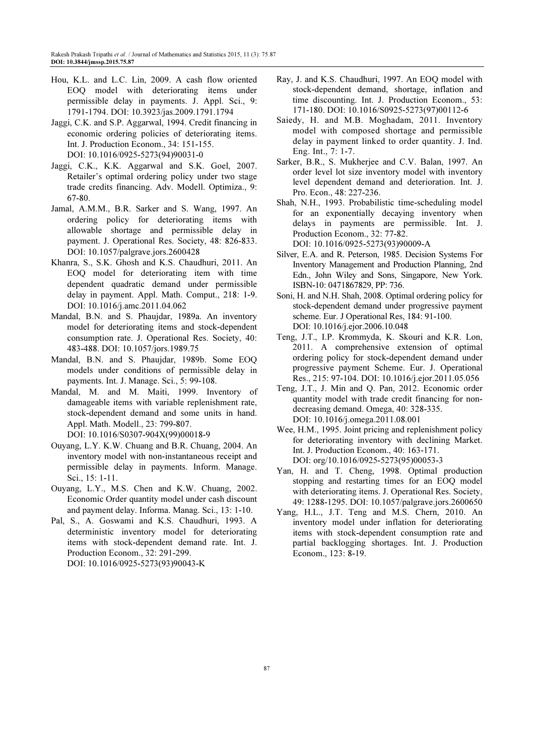Hou, K.L. and L.C. Lin, 2009. A cash flow oriented EOQ model with deteriorating items under permissible delay in payments. J. Appl. Sci., 9: 1791-1794. DOI: 10.3923/jas.2009.1791.1794

Jaggi, C.K. and S.P. Aggarwal, 1994. Credit financing in economic ordering policies of deteriorating items. Int. J. Production Econom., 34: 151-155. DOI: 10.1016/0925-5273(94)90031-0

Jaggi, C.K., K.K. Aggarwal and S.K. Goel, 2007. Retailer's optimal ordering policy under two stage trade credits financing. Adv. Modell. Optimiza., 9: 67-80.

Jamal, A.M.M., B.R. Sarker and S. Wang, 1997. An ordering policy for deteriorating items with allowable shortage and permissible delay in payment. J. Operational Res. Society, 48: 826-833. DOI: 10.1057/palgrave.jors.2600428

Khanra, S., S.K. Ghosh and K.S. Chaudhuri, 2011. An EOQ model for deteriorating item with time dependent quadratic demand under permissible delay in payment. Appl. Math. Comput., 218: 1-9. DOI: 10.1016/j.amc.2011.04.062

Mandal, B.N. and S. Phaujdar, 1989a. An inventory model for deteriorating items and stock-dependent consumption rate. J. Operational Res. Society, 40: 483-488. DOI: 10.1057/jors.1989.75

Mandal, B.N. and S. Phaujdar, 1989b. Some EOQ models under conditions of permissible delay in payments. Int. J. Manage. Sci., 5: 99-108.

Mandal, M. and M. Maiti, 1999. Inventory of damageable items with variable replenishment rate, stock-dependent demand and some units in hand. Appl. Math. Modell., 23: 799-807. DOI: 10.1016/S0307-904X(99)00018-9

Ouyang, L.Y. K.W. Chuang and B.R. Chuang, 2004. An inventory model with non-instantaneous receipt and permissible delay in payments. Inform. Manage. Sci., 15: 1-11.

Ouyang, L.Y., M.S. Chen and K.W. Chuang, 2002. Economic Order quantity model under cash discount and payment delay. Informa. Manag. Sci., 13: 1-10.

Pal, S., A. Goswami and K.S. Chaudhuri, 1993. A deterministic inventory model for deteriorating items with stock-dependent demand rate. Int. J. Production Econom., 32: 291-299. DOI: 10.1016/0925-5273(93)90043-K

Ray, J. and K.S. Chaudhuri, 1997. An EOQ model with stock-dependent demand, shortage, inflation and time discounting. Int. J. Production Econom., 53: 171-180. DOI: 10.1016/S0925-5273(97)00112-6

Saiedy, H. and M.B. Moghadam, 2011. Inventory model with composed shortage and permissible delay in payment linked to order quantity. J. Ind. Eng. Int., 7: 1-7.

Sarker, B.R., S. Mukherjee and C.V. Balan, 1997. An order level lot size inventory model with inventory level dependent demand and deterioration. Int. J. Pro. Econ., 48: 227-236.

Shah, N.H., 1993. Probabilistic time-scheduling model for an exponentially decaying inventory when delays in payments are permissible. Int. J. Production Econom., 32: 77-82. DOI: 10.1016/0925-5273(93)90009-A

Silver, E.A. and R. Peterson, 1985. Decision Systems For Inventory Management and Production Planning, 2nd Edn., John Wiley and Sons, Singapore, New York. ISBN-10: 0471867829, PP: 736.

Soni, H. and N.H. Shah, 2008. Optimal ordering policy for stock-dependent demand under progressive payment scheme. Eur. J Operational Res, 184: 91-100. DOI: 10.1016/j.ejor.2006.10.048

Teng, J.T., I.P. Krommyda, K. Skouri and K.R. Lon, 2011. A comprehensive extension of optimal ordering policy for stock-dependent demand under progressive payment Scheme. Eur. J. Operational Res., 215: 97-104. DOI: 10.1016/j.ejor.2011.05.056

Teng, J.T., J. Min and Q. Pan, 2012. Economic order quantity model with trade credit financing for non-decreasing demand. Omega, 40: 328-335. DOI: 10.1016/j.omega.2011.08.001

Wee, H.M., 1995. Joint pricing and replenishment policy for deteriorating inventory with declining Market. Int. J. Production Econom., 40: 163-171. DOI: org/10.1016/0925-5273(95)00053-3

Yan, H. and T. Cheng, 1998. Optimal production stopping and restarting times for an EOQ model with deteriorating items. J. Operational Res. Society, 49: 1288-1295. DOI: 10.1057/palgrave.jors.2600650

Yang, H.L., J.T. Teng and M.S. Chern, 2010. An inventory model under inflation for deteriorating items with stock-dependent consumption rate and partial backlogging shortages. Int. J. Production Econom., 123: 8-19.